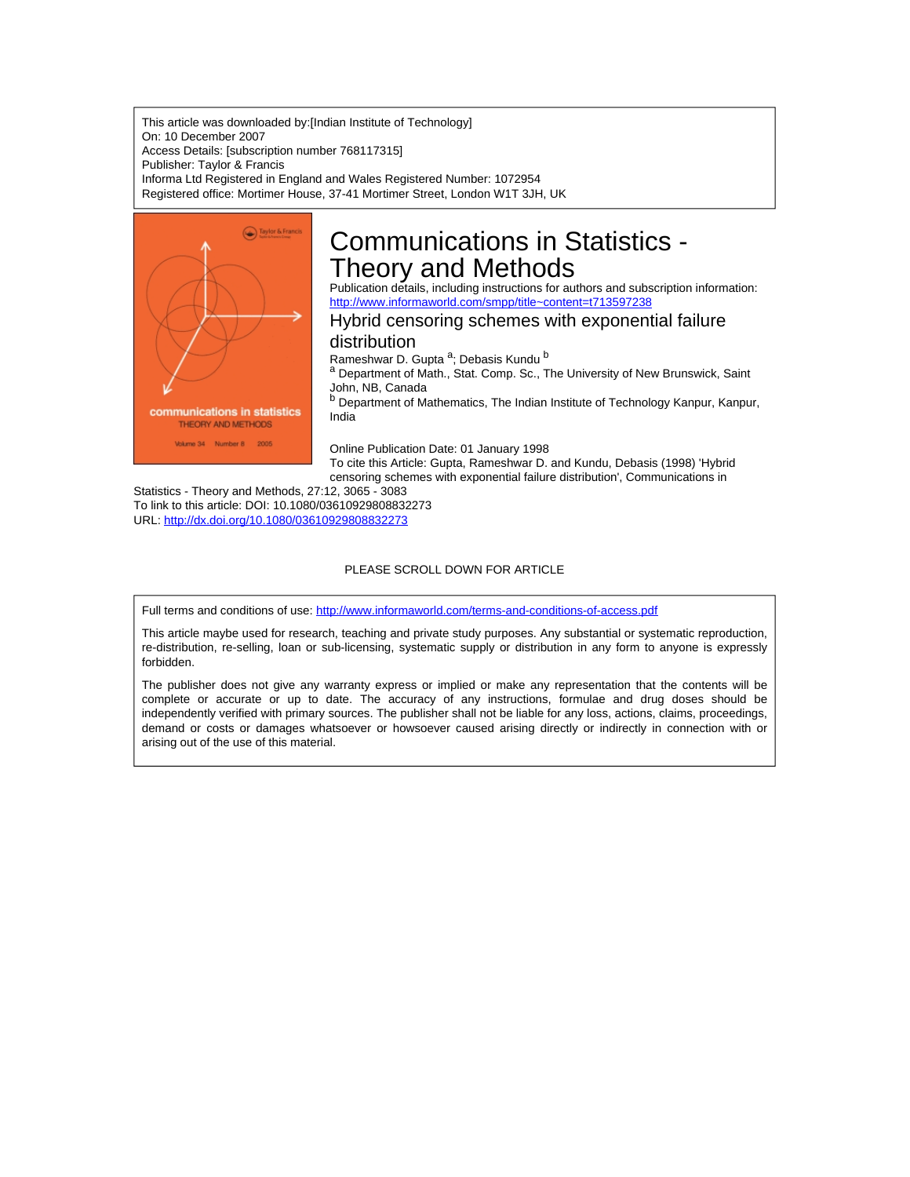This article was downloaded by:[Indian Institute of Technology]
On: 10 December 2007
Access Details: [subscription number 768117315]
Publisher: Taylor & Francis
Informa Ltd Registered in England and Wales Registered Number: 1072954
Registered office: Mortimer House, 37-41 Mortimer Street, London W1T 3JH, UK

# Communications in Statistics - Theory and Methods

Publication details, including instructions for authors and subscription information:
http://www.informaworld.com/smpp/title~content=t713597238

## Hybrid censoring schemes with exponential failure distribution

Rameshwar D. Gupta [a]; Debasis Kundu [b]

[a] Department of Math., Stat. Comp. Sc., The University of New Brunswick, Saint John, NB, Canada

[b] Department of Mathematics, The Indian Institute of Technology Kanpur, Kanpur, India

Online Publication Date: 01 January 1998

To cite this Article: Gupta, Rameshwar D. and Kundu, Debasis (1998) 'Hybrid censoring schemes with exponential failure distribution', Communications in Statistics - Theory and Methods, 27:12, 3065 - 3083

To link to this article: DOI: 10.1080/03610929808832273

URL: http://dx.doi.org/10.1080/03610929808832273

PLEASE SCROLL DOWN FOR ARTICLE

Full terms and conditions of use: http://www.informaworld.com/terms-and-conditions-of-access.pdf

This article maybe used for research, teaching and private study purposes. Any substantial or systematic reproduction, re-distribution, re-selling, loan or sub-licensing, systematic supply or distribution in any form to anyone is expressly forbidden.

The publisher does not give any warranty express or implied or make any representation that the contents will be complete or accurate or up to date. The accuracy of any instructions, formulae and drug doses should be independently verified with primary sources. The publisher shall not be liable for any loss, actions, claims, proceedings, demand or costs or damages whatsoever or howsoever caused arising directly or indirectly in connection with or arising out of the use of this material.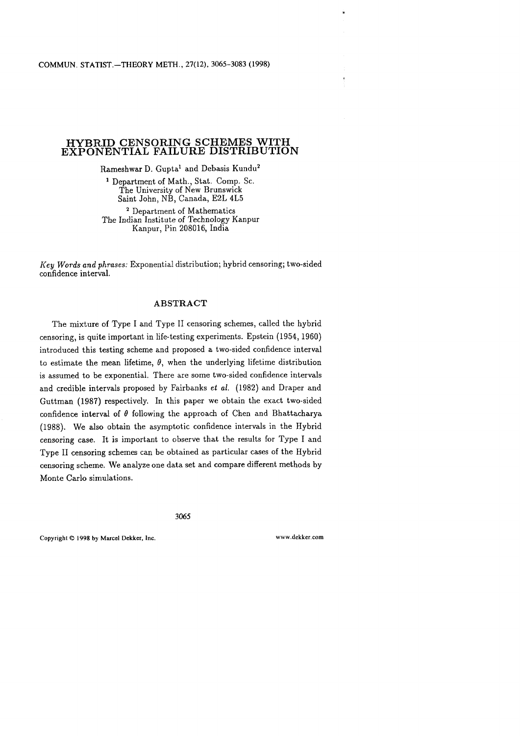# HYBRID CENSORING SCHEMES WITH EXPONENTIAL FAILURE DISTRIBUTION

Rameshwar D. Gupta[1] and Debasis Kundu[2]

[1] Department of Math., Stat. Comp. Sc.
The University of New Brunswick
Saint John, NB, Canada, E2L 4L5

[2] Department of Mathematics
The Indian Institute of Technology Kanpur
Kanpur, Pin 208016, India

*Key Words and phrases:* Exponential distribution; hybrid censoring; two-sided confidence interval.

## ABSTRACT

The mixture of Type I and Type II censoring schemes, called the hybrid censoring, is quite important in life-testing experiments. Epstein (1954, 1960) introduced this testing scheme and proposed a two-sided confidence interval to estimate the mean lifetime, $\theta$, when the underlying lifetime distribution is assumed to be exponential. There are some two-sided confidence intervals and credible intervals proposed by Fairbanks *et al.* (1982) and Draper and Guttman (1987) respectively. In this paper we obtain the exact two-sided confidence interval of $\theta$ following the approach of Chen and Bhattacharya (1988). We also obtain the asymptotic confidence intervals in the Hybrid censoring case. It is important to observe that the results for Type I and Type II censoring schemes can be obtained as particular cases of the Hybrid censoring scheme. We analyze one data set and compare different methods by Monte Carlo simulations.

Copyright © 1998 by Marcel Dekker, Inc. www.dekker.com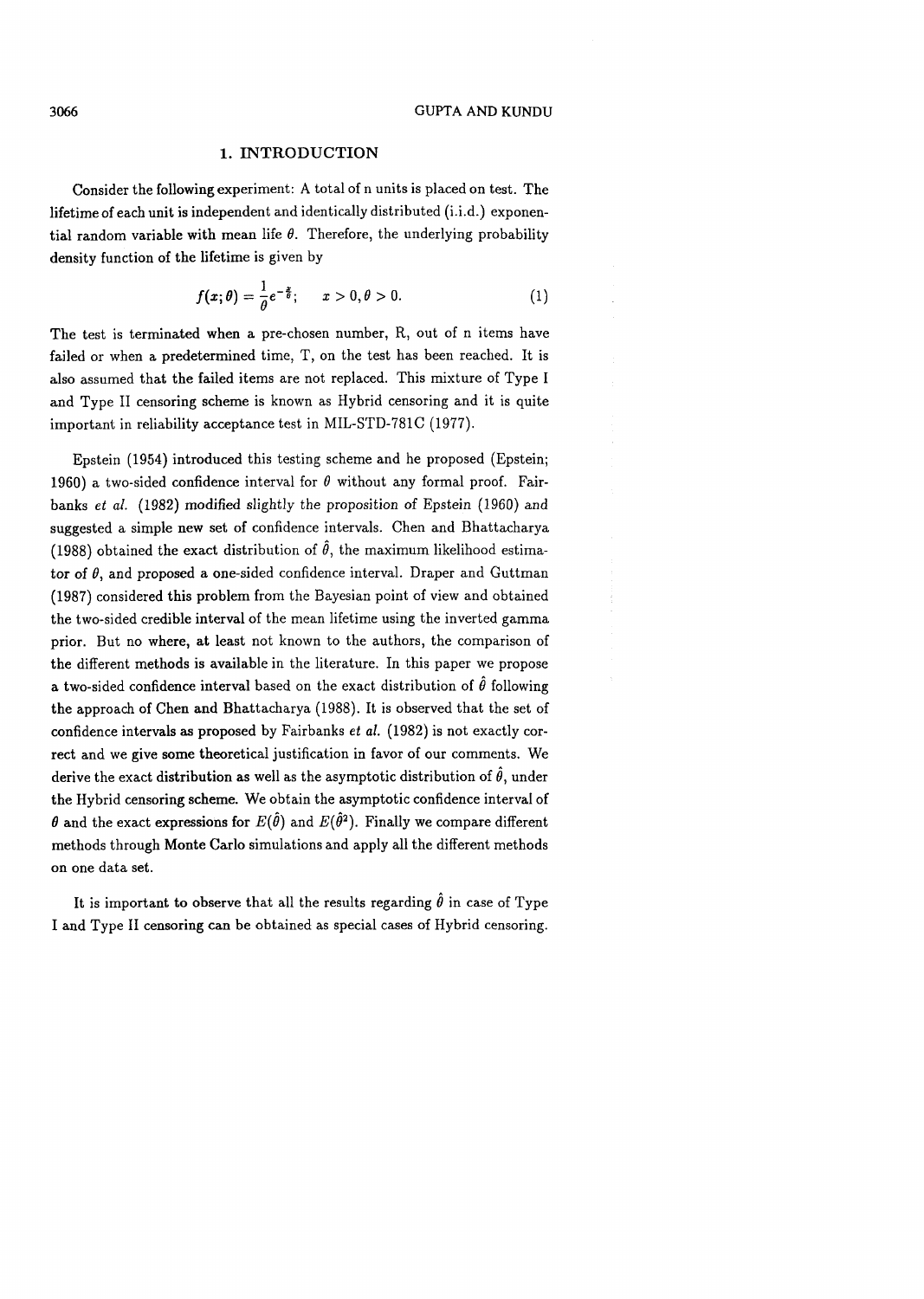## 1. INTRODUCTION

Consider the following experiment: A total of n units is placed on test. The lifetime of each unit is independent and identically distributed (i.i.d.) exponential random variable with mean life $\theta$. Therefore, the underlying probability density function of the lifetime is given by

$$f(x;\theta) = \frac{1}{\theta}e^{-\frac{x}{\theta}}; \quad x > 0, \theta > 0. \tag{1}$$

The test is terminated when a pre-chosen number, R, out of n items have failed or when a predetermined time, T, on the test has been reached. It is also assumed that the failed items are not replaced. This mixture of Type I and Type II censoring scheme is known as Hybrid censoring and it is quite important in reliability acceptance test in MIL-STD-781C (1977).

Epstein (1954) introduced this testing scheme and he proposed (Epstein; 1960) a two-sided confidence interval for $\theta$ without any formal proof. Fairbanks *et al.* (1982) modified slightly the proposition of Epstein (1960) and suggested a simple new set of confidence intervals. Chen and Bhattacharya (1988) obtained the exact distribution of $\hat{\theta}$, the maximum likelihood estimator of $\theta$, and proposed a one-sided confidence interval. Draper and Guttman (1987) considered this problem from the Bayesian point of view and obtained the two-sided credible interval of the mean lifetime using the inverted gamma prior. But no where, at least not known to the authors, the comparison of the different methods is available in the literature. In this paper we propose a two-sided confidence interval based on the exact distribution of $\hat{\theta}$ following the approach of Chen and Bhattacharya (1988). It is observed that the set of confidence intervals as proposed by Fairbanks *et al.* (1982) is not exactly correct and we give some theoretical justification in favor of our comments. We derive the exact distribution as well as the asymptotic distribution of $\hat{\theta}$, under the Hybrid censoring scheme. We obtain the asymptotic confidence interval of $\theta$ and the exact expressions for $E(\hat{\theta})$ and $E(\hat{\theta}^2)$. Finally we compare different methods through Monte Carlo simulations and apply all the different methods on one data set.

It is important to observe that all the results regarding $\hat{\theta}$ in case of Type I and Type II censoring can be obtained as special cases of Hybrid censoring.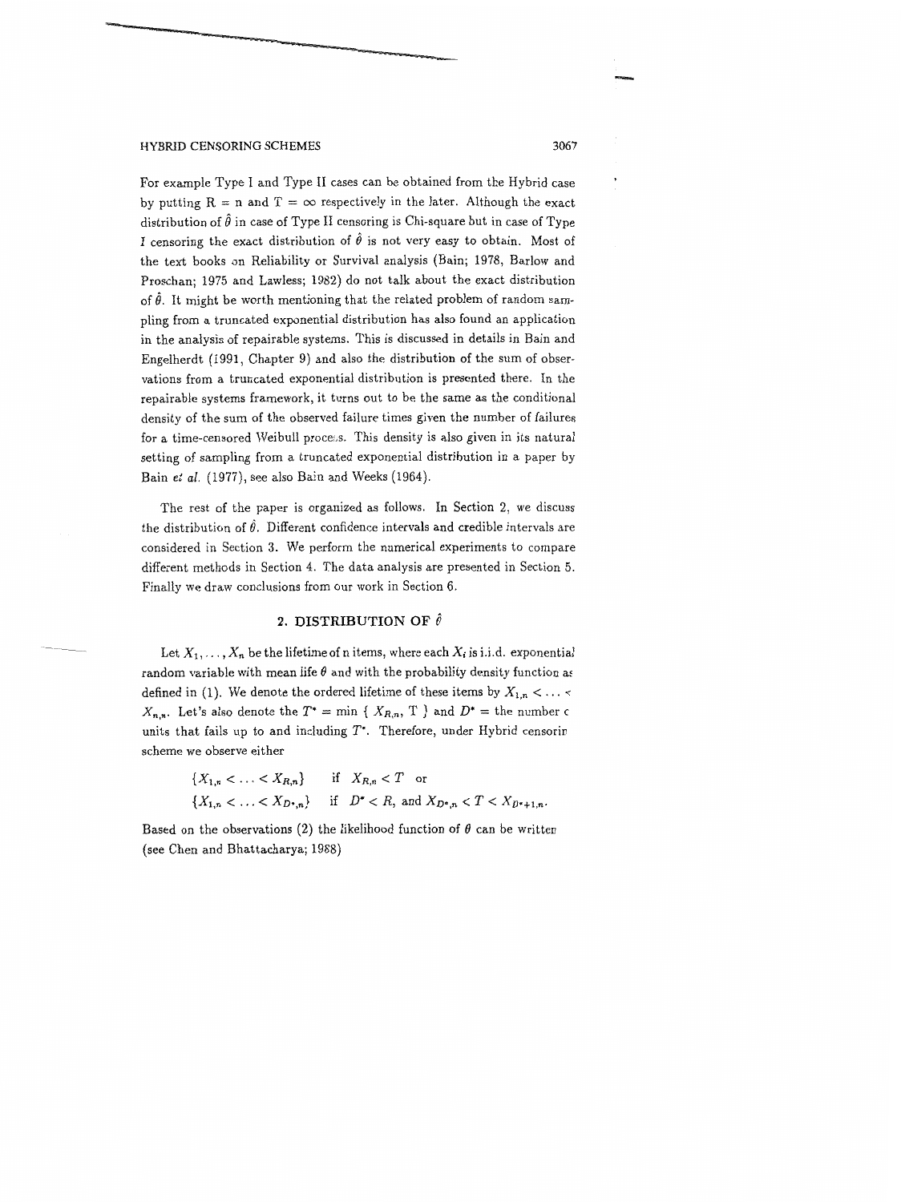For example Type I and Type II cases can be obtained from the Hybrid case by putting R = n and T = $\infty$ respectively in the later. Although the exact distribution of $\hat{\theta}$ in case of Type II censoring is Chi-square but in case of Type I censoring the exact distribution of $\hat{\theta}$ is not very easy to obtain. Most of the text books on Reliability or Survival analysis (Bain; 1978, Barlow and Proschan; 1975 and Lawless; 1982) do not talk about the exact distribution of $\hat{\theta}$. It might be worth mentioning that the related problem of random sampling from a truncated exponential distribution has also found an application in the analysis of repairable systems. This is discussed in details in Bain and Engelherdt (1991, Chapter 9) and also the distribution of the sum of observations from a truncated exponential distribution is presented there. In the repairable systems framework, it turns out to be the same as the conditional density of the sum of the observed failure times given the number of failures for a time-censored Weibull process. This density is also given in its natural setting of sampling from a truncated exponential distribution in a paper by Bain *et al.* (1977), see also Bain and Weeks (1964).

The rest of the paper is organized as follows. In Section 2, we discuss the distribution of $\hat{\theta}$. Different confidence intervals and credible intervals are considered in Section 3. We perform the numerical experiments to compare different methods in Section 4. The data analysis are presented in Section 5. Finally we draw conclusions from our work in Section 6.

## 2. DISTRIBUTION OF $\hat{\theta}$

Let $X_1, \ldots, X_n$ be the lifetime of n items, where each $X_i$ is i.i.d. exponential random variable with mean life $\theta$ and with the probability density function as defined in (1). We denote the ordered lifetime of these items by $X_{1,n} < \ldots < X_{n,n}$. Let's also denote the $T^* = \min\{X_{R,n}, T\}$ and $D^*$ = the number of units that fails up to and including $T^*$. Therefore, under Hybrid censoring scheme we observe either

$$\{X_{1,n} < \ldots < X_{R,n}\} \quad \text{if } X_{R,n} < T \quad \text{or}$$
$$\{X_{1,n} < \ldots < X_{D^*,n}\} \quad \text{if } D^* < R, \text{ and } X_{D^*,n} < T < X_{D^*+1,n}.$$

Based on the observations (2) the likelihood function of $\theta$ can be written (see Chen and Bhattacharya; 1988)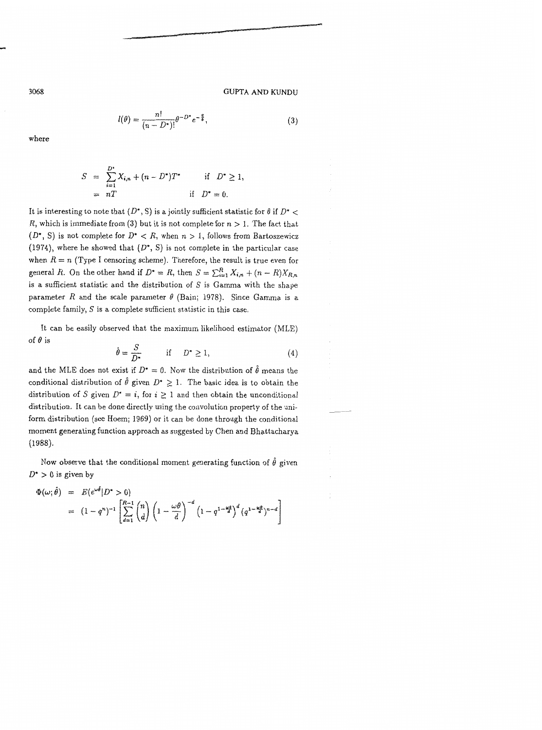$$l(\theta) = \frac{n!}{(n - D^*)!} \theta^{-D^*} e^{-\frac{S}{\theta}}, \tag{3}$$

where

$$\begin{aligned} S &= \sum_{i=1}^{D^*} X_{i,n} + (n - D^*)T^* \qquad \text{if} \quad D^* \geq 1, \\ &= nT \qquad\qquad\qquad\qquad\qquad\; \text{if} \quad D^* = 0. \end{aligned}$$

It is interesting to note that $(D^*, S)$ is a jointly sufficient statistic for $\theta$ if $D^* < R$, which is immediate from (3) but it is not complete for $n > 1$. The fact that $(D^*, S)$ is not complete for $D^* < R$, when $n > 1$, follows from Bartoszewicz (1974), where he showed that $(D^*, S)$ is not complete in the particular case when $R = n$ (Type I censoring scheme). Therefore, the result is true even for general $R$. On the other hand if $D^* = R$, then $S = \sum_{i=1}^{R} X_{i,n} + (n - R)X_{R,n}$ is a sufficient statistic and the distribution of $S$ is Gamma with the shape parameter $R$ and the scale parameter $\theta$ (Bain; 1978). Since Gamma is a complete family, $S$ is a complete sufficient statistic in this case.

It can be easily observed that the maximum likelihood estimator (MLE) of $\theta$ is

$$\hat{\theta} = \frac{S}{D^*} \qquad \text{if} \quad D^* \geq 1, \tag{4}$$

and the MLE does not exist if $D^* = 0$. Now the distribution of $\hat{\theta}$ means the conditional distribution of $\hat{\theta}$ given $D^* \geq 1$. The basic idea is to obtain the distribution of $S$ given $D^* = i$, for $i \geq 1$ and then obtain the unconditional distribution. It can be done directly using the convolution property of the uniform distribution (see Hoem; 1969) or it can be done through the conditional moment generating function approach as suggested by Chen and Bhattacharya (1988).

Now observe that the conditional moment generating function of $\hat{\theta}$ given $D^* > 0$ is given by

$$\begin{aligned} \Phi(\omega; \hat{\theta}) &= E(e^{\omega \hat{\theta}} | D^* > 0) \\ &= (1 - q^n)^{-1} \left[ \sum_{d=1}^{R-1} \binom{n}{d} \left(1 - \frac{\omega\theta}{d}\right)^{-d} \left(1 - q^{1-\frac{\omega\theta}{d}}\right)^d (q^{1-\frac{\omega\theta}{d}})^{n-d} \right] \end{aligned}$$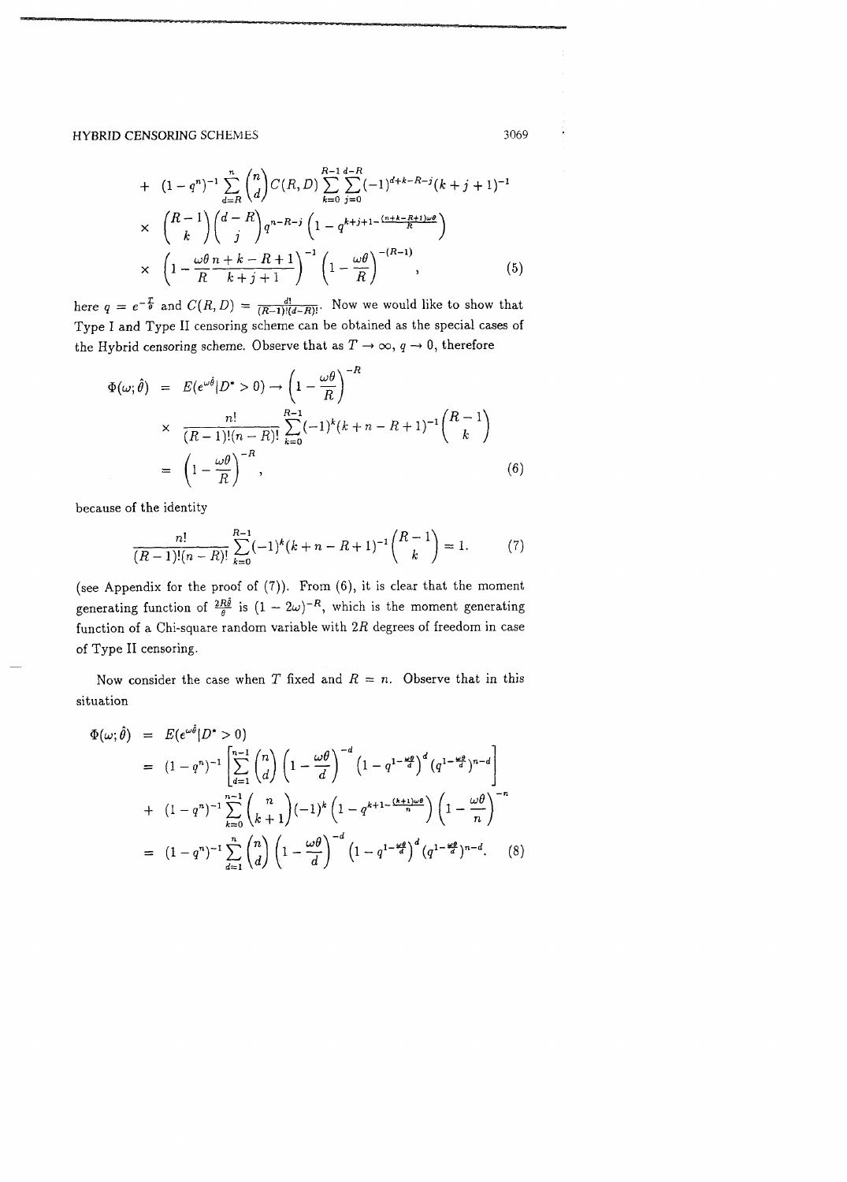$$
\begin{aligned}
&+ \; (1-q^n)^{-1} \sum_{d=R}^{n} \binom{n}{d} C(R,D) \sum_{k=0}^{R-1} \sum_{j=0}^{d-R} (-1)^{d+k-R-j} (k+j+1)^{-1} \\
&\times \; \binom{R-1}{k} \binom{d-R}{j} q^{n-R-j} \left(1 - q^{k+j+1-\frac{(n+k-R+1)\omega\theta}{R}}\right) \\
&\times \; \left(1 - \frac{\omega\theta}{R} \frac{n+k-R+1}{k+j+1}\right)^{-1} \left(1 - \frac{\omega\theta}{R}\right)^{-(R-1)}, \qquad (5)
\end{aligned}
$$

here $q = e^{-\frac{T}{\theta}}$ and $C(R,D) = \frac{d!}{(R-1)!(d-R)!}$. Now we would like to show that Type I and Type II censoring scheme can be obtained as the special cases of the Hybrid censoring scheme. Observe that as $T \to \infty$, $q \to 0$, therefore

$$
\begin{aligned}
\Phi(\omega;\hat{\theta}) &= E(e^{\omega\hat{\theta}} | D^* > 0) \to \left(1 - \frac{\omega\theta}{R}\right)^{-R} \\
&\times \; \frac{n!}{(R-1)!(n-R)!} \sum_{k=0}^{R-1} (-1)^k (k+n-R+1)^{-1} \binom{R-1}{k} \\
&= \left(1 - \frac{\omega\theta}{R}\right)^{-R}, \qquad (6)
\end{aligned}
$$

because of the identity

$$
\frac{n!}{(R-1)!(n-R)!} \sum_{k=0}^{R-1} (-1)^k (k+n-R+1)^{-1} \binom{R-1}{k} = 1. \qquad (7)
$$

(see Appendix for the proof of (7)). From (6), it is clear that the moment generating function of $\frac{2R\hat{\theta}}{\theta}$ is $(1-2\omega)^{-R}$, which is the moment generating function of a Chi-square random variable with $2R$ degrees of freedom in case of Type II censoring.

Now consider the case when $T$ fixed and $R = n$. Observe that in this situation

$$
\begin{aligned}
\Phi(\omega;\hat{\theta}) &= E(e^{\omega\hat{\theta}} | D^* > 0) \\
&= (1-q^n)^{-1} \left[ \sum_{d=1}^{n-1} \binom{n}{d} \left(1 - \frac{\omega\theta}{d}\right)^{-d} \left(1 - q^{1-\frac{\omega\theta}{d}}\right)^d (q^{1-\frac{\omega\theta}{d}})^{n-d} \right] \\
&+ \; (1-q^n)^{-1} \sum_{k=0}^{n-1} \binom{n}{k+1} (-1)^k \left(1 - q^{k+1-\frac{(k+1)\omega\theta}{n}}\right) \left(1 - \frac{\omega\theta}{n}\right)^{-n} \\
&= (1-q^n)^{-1} \sum_{d=1}^{n} \binom{n}{d} \left(1 - \frac{\omega\theta}{d}\right)^{-d} \left(1 - q^{1-\frac{\omega\theta}{d}}\right)^d (q^{1-\frac{\omega\theta}{d}})^{n-d}. \qquad (8)
\end{aligned}
$$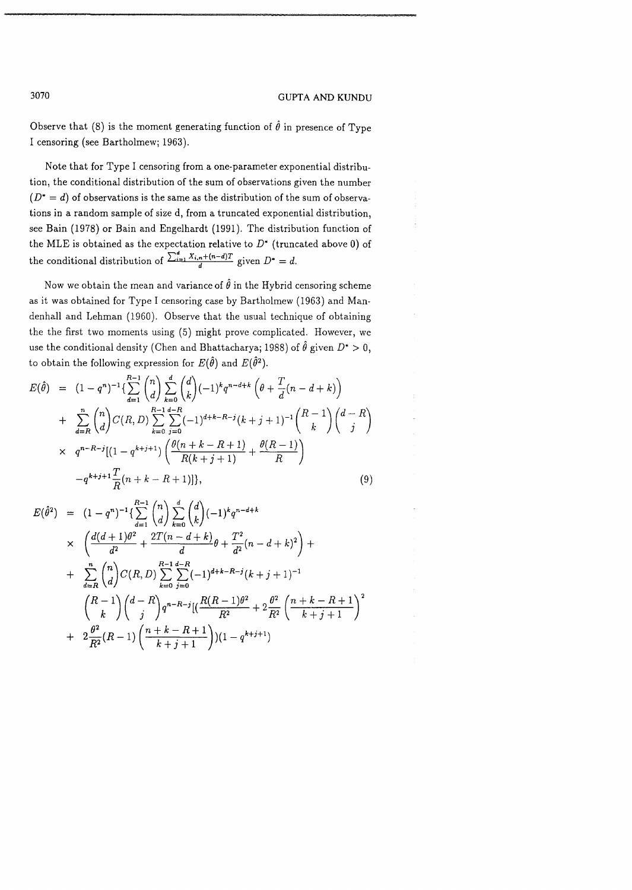Observe that (8) is the moment generating function of $\hat{\theta}$ in presence of Type I censoring (see Bartholmew; 1963).

Note that for Type I censoring from a one-parameter exponential distribution, the conditional distribution of the sum of observations given the number ($D^* = d$) of observations is the same as the distribution of the sum of observations in a random sample of size d, from a truncated exponential distribution, see Bain (1978) or Bain and Engelhardt (1991). The distribution function of the MLE is obtained as the expectation relative to $D^*$ (truncated above 0) of the conditional distribution of $\frac{\sum_{i=1}^{d} X_{i,n}+(n-d)T}{d}$ given $D^* = d$.

Now we obtain the mean and variance of $\hat{\theta}$ in the Hybrid censoring scheme as it was obtained for Type I censoring case by Bartholmew (1963) and Mandenhall and Lehman (1960). Observe that the usual technique of obtaining the the first two moments using (5) might prove complicated. However, we use the conditional density (Chen and Bhattacharya; 1988) of $\hat{\theta}$ given $D^* > 0$, to obtain the following expression for $E(\hat{\theta})$ and $E(\hat{\theta}^2)$.

$$
\begin{aligned}
E(\hat{\theta}) &= (1-q^n)^{-1}\{\sum_{d=1}^{R-1}\binom{n}{d}\sum_{k=0}^{d}\binom{d}{k}(-1)^k q^{n-d+k}\left(\theta+\frac{T}{d}(n-d+k)\right) \\
&+ \sum_{d=R}^{n}\binom{n}{d}C(R,D)\sum_{k=0}^{R-1}\sum_{j=0}^{d-R}(-1)^{d+k-R-j}(k+j+1)^{-1}\binom{R-1}{k}\binom{d-R}{j} \\
&\times q^{n-R-j}[(1-q^{k+j+1})\left(\frac{\theta(n+k-R+1)}{R(k+j+1)}+\frac{\theta(R-1)}{R}\right) \\
&\quad -q^{k+j+1}\frac{T}{R}(n+k-R+1)]\},
\end{aligned} \tag{9}
$$

$$
\begin{aligned}
E(\hat{\theta}^2) &= (1-q^n)^{-1}\{\sum_{d=1}^{R-1}\binom{n}{d}\sum_{k=0}^{d}\binom{d}{k}(-1)^k q^{n-d+k} \\
&\times \left(\frac{d(d+1)\theta^2}{d^2}+\frac{2T(n-d+k)}{d}\theta+\frac{T^2}{d^2}(n-d+k)^2\right) + \\
&+ \sum_{d=R}^{n}\binom{n}{d}C(R,D)\sum_{k=0}^{R-1}\sum_{j=0}^{d-R}(-1)^{d+k-R-j}(k+j+1)^{-1} \\
&\binom{R-1}{k}\binom{d-R}{j}q^{n-R-j}[(\frac{R(R-1)\theta^2}{R^2}+2\frac{\theta^2}{R^2}\left(\frac{n+k-R+1}{k+j+1}\right)^2 \\
&+ 2\frac{\theta^2}{R^2}(R-1)\left(\frac{n+k-R+1}{k+j+1}\right))(1-q^{k+j+1})
\end{aligned}
$$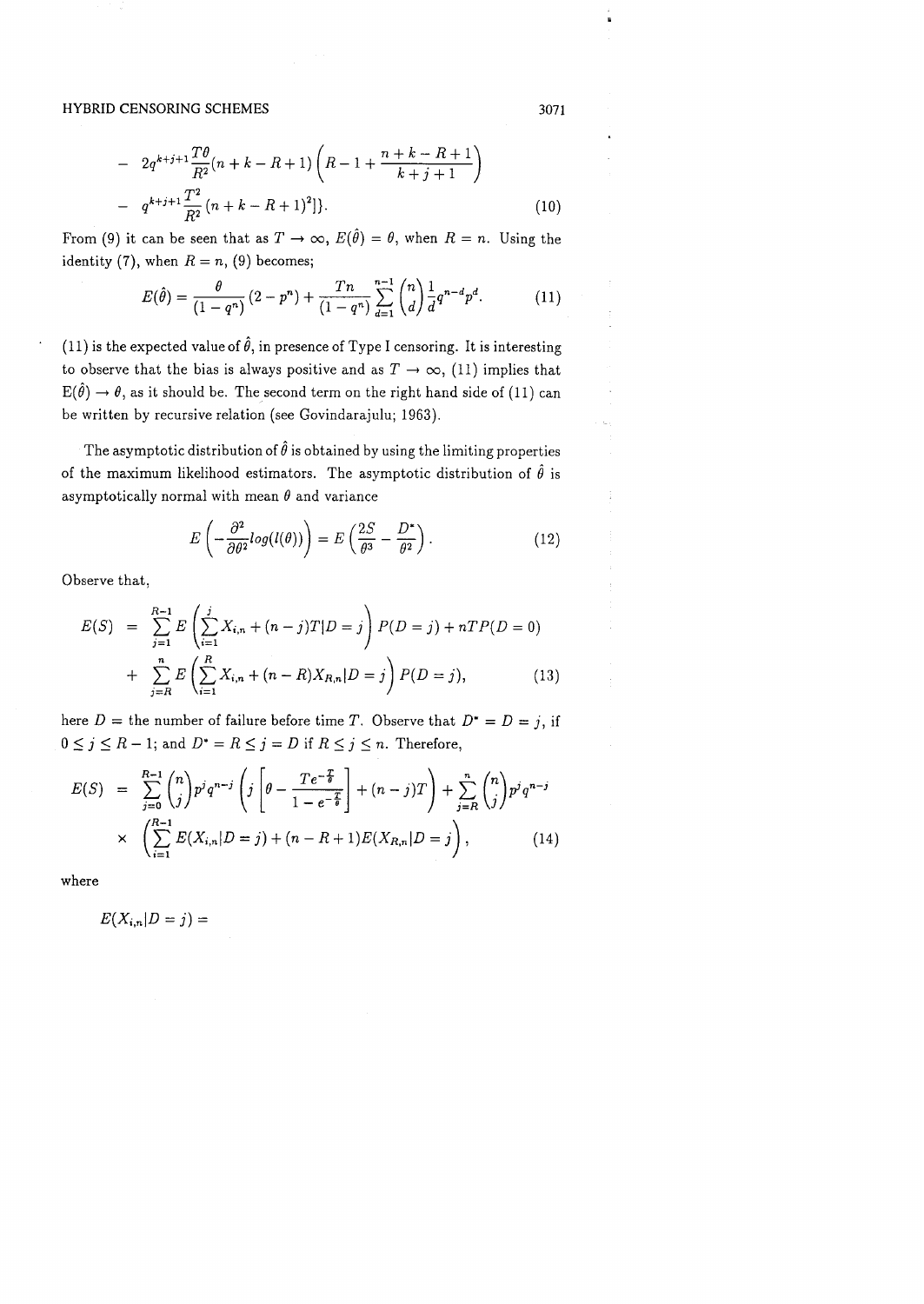$$- \quad 2q^{k+j+1}\frac{T\theta}{R^2}(n+k-R+1)\left(R-1+\frac{n+k-R+1}{k+j+1}\right)$$

$$- \quad q^{k+j+1}\frac{T^2}{R^2}(n+k-R+1)^2]\}. \tag{10}$$

From (9) it can be seen that as $T \to \infty$, $E(\hat{\theta}) = \theta$, when $R = n$. Using the identity (7), when $R = n$, (9) becomes;

$$E(\hat{\theta}) = \frac{\theta}{(1-q^n)}(2-p^n) + \frac{Tn}{(1-q^n)}\sum_{d=1}^{n-1}\binom{n}{d}\frac{1}{d}q^{n-d}p^d. \tag{11}$$

(11) is the expected value of $\hat{\theta}$, in presence of Type I censoring. It is interesting to observe that the bias is always positive and as $T \to \infty$, (11) implies that $E(\hat{\theta}) \to \theta$, as it should be. The second term on the right hand side of (11) can be written by recursive relation (see Govindarajulu; 1963).

The asymptotic distribution of $\hat{\theta}$ is obtained by using the limiting properties of the maximum likelihood estimators. The asymptotic distribution of $\hat{\theta}$ is asymptotically normal with mean $\theta$ and variance

$$E\left(-\frac{\partial^2}{\partial\theta^2}log(l(\theta))\right) = E\left(\frac{2S}{\theta^3} - \frac{D^*}{\theta^2}\right). \tag{12}$$

Observe that,

$$E(S) = \sum_{j=1}^{R-1} E\left(\sum_{i=1}^{j} X_{i,n} + (n-j)T|D=j\right)P(D=j) + nTP(D=0)$$
$$+ \sum_{j=R}^{n} E\left(\sum_{i=1}^{R} X_{i,n} + (n-R)X_{R,n}|D=j\right)P(D=j), \tag{13}$$

here $D$ = the number of failure before time $T$. Observe that $D^* = D = j$, if $0 \le j \le R-1$; and $D^* = R \le j = D$ if $R \le j \le n$. Therefore,

$$E(S) = \sum_{j=0}^{R-1}\binom{n}{j}p^j q^{n-j}\left(j\left[\theta - \frac{Te^{-\frac{T}{\theta}}}{1-e^{-\frac{T}{\theta}}}\right] + (n-j)T\right) + \sum_{j=R}^{n}\binom{n}{j}p^j q^{n-j}$$
$$\times \left(\sum_{i=1}^{R-1} E(X_{i,n}|D=j) + (n-R+1)E(X_{R,n}|D=j)\right), \tag{14}$$

where

$E(X_{i,n}|D = j) =$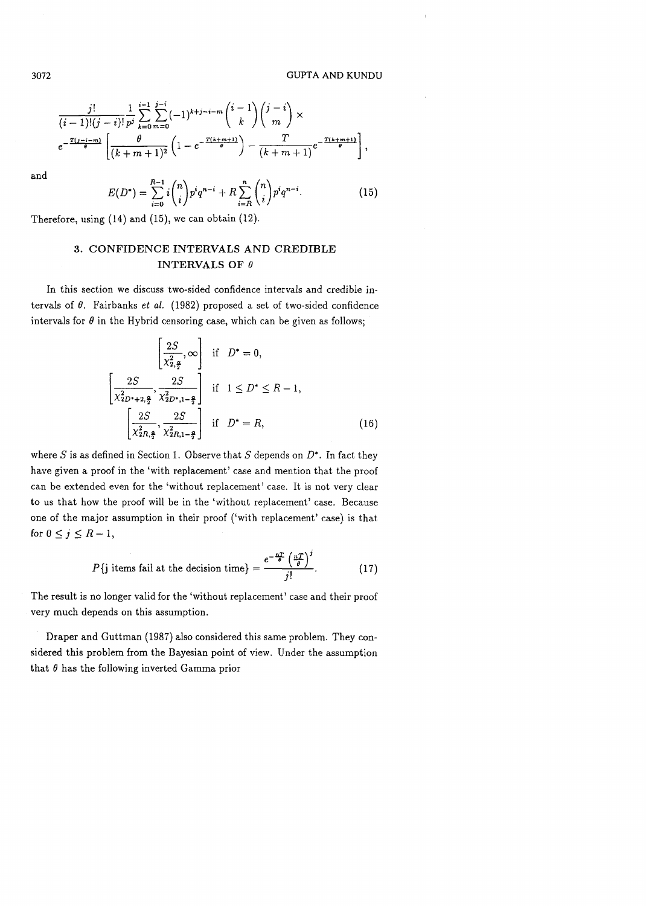$$\frac{j!}{(i-1)!(j-i)!}\frac{1}{p^j}\sum_{k=0}^{i-1}\sum_{m=0}^{j-i}(-1)^{k+j-i-m}\binom{i-1}{k}\binom{j-i}{m}\times$$
$$e^{-\frac{T(j-i-m)}{\theta}}\left[\frac{\theta}{(k+m+1)^2}\left(1-e^{-\frac{T(k+m+1)}{\theta}}\right)-\frac{T}{(k+m+1)}e^{-\frac{T(k+m+1)}{\theta}}\right],$$

and

$$E(D^*) = \sum_{i=0}^{R-1} i\binom{n}{i}p^i q^{n-i} + R\sum_{i=R}^{n}\binom{n}{i}p^i q^{n-i}. \tag{15}$$

Therefore, using (14) and (15), we can obtain (12).

## 3. CONFIDENCE INTERVALS AND CREDIBLE INTERVALS OF $\theta$

In this section we discuss two-sided confidence intervals and credible intervals of $\theta$. Fairbanks *et al.* (1982) proposed a set of two-sided confidence intervals for $\theta$ in the Hybrid censoring case, which can be given as follows;

$$\left[\frac{2S}{\chi^2_{2,\frac{\alpha}{2}}},\infty\right] \quad \text{if} \quad D^* = 0,$$
$$\left[\frac{2S}{\chi^2_{2D^*+2,\frac{\alpha}{2}}},\frac{2S}{\chi^2_{2D^*,1-\frac{\alpha}{2}}}\right] \quad \text{if} \quad 1 \le D^* \le R-1,$$
$$\left[\frac{2S}{\chi^2_{2R,\frac{\alpha}{2}}},\frac{2S}{\chi^2_{2R,1-\frac{\alpha}{2}}}\right] \quad \text{if} \quad D^* = R, \tag{16}$$

where $S$ is as defined in Section 1. Observe that $S$ depends on $D^*$. In fact they have given a proof in the 'with replacement' case and mention that the proof can be extended even for the 'without replacement' case. It is not very clear to us that how the proof will be in the 'without replacement' case. Because one of the major assumption in their proof ('with replacement' case) is that for $0 \le j \le R-1$,

$$P\{\text{j items fail at the decision time}\} = \frac{e^{-\frac{nT}{\theta}}\left(\frac{nT}{\theta}\right)^j}{j!}. \tag{17}$$

The result is no longer valid for the 'without replacement' case and their proof very much depends on this assumption.

Draper and Guttman (1987) also considered this same problem. They considered this problem from the Bayesian point of view. Under the assumption that $\theta$ has the following inverted Gamma prior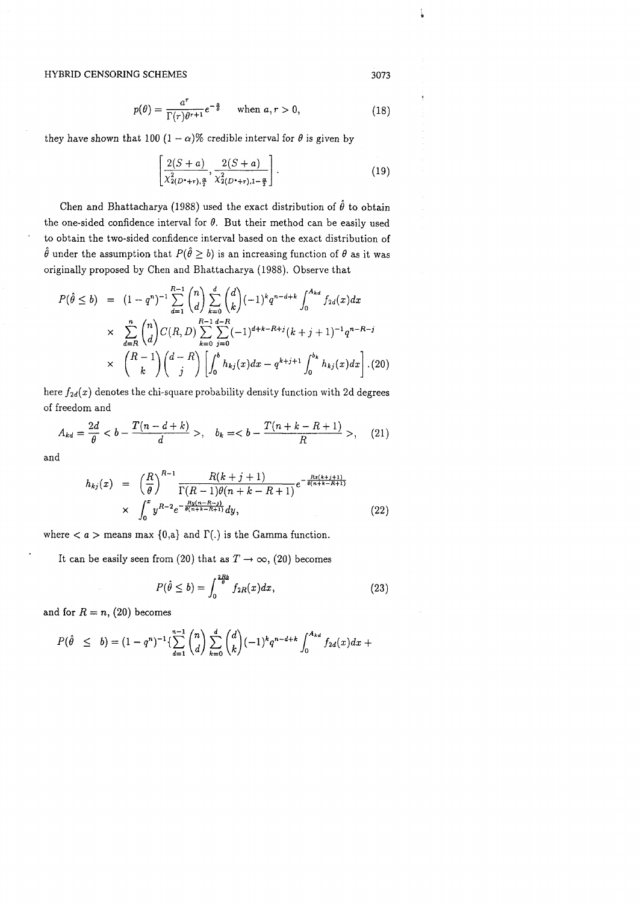$$p(\theta) = \frac{a^r}{\Gamma(r)\theta^{r+1}} e^{-\frac{a}{\theta}} \quad \text{when } a, r > 0, \tag{18}$$

they have shown that 100 $(1-\alpha)\%$ credible interval for $\theta$ is given by

$$\left[ \frac{2(S+a)}{\chi^2_{2(D^*+r),\frac{\alpha}{2}}}, \frac{2(S+a)}{\chi^2_{2(D^*+r),1-\frac{\alpha}{2}}} \right]. \tag{19}$$

Chen and Bhattacharya (1988) used the exact distribution of $\hat{\theta}$ to obtain the one-sided confidence interval for $\theta$. But their method can be easily used to obtain the two-sided confidence interval based on the exact distribution of $\hat{\theta}$ under the assumption that $P(\hat{\theta} \geq b)$ is an increasing function of $\theta$ as it was originally proposed by Chen and Bhattacharya (1988). Observe that

$$\begin{aligned} P(\hat{\theta} \leq b) &= (1-q^n)^{-1} \sum_{d=1}^{R-1} \binom{n}{d} \sum_{k=0}^{d} \binom{d}{k} (-1)^k q^{n-d+k} \int_0^{A_{kd}} f_{2d}(x)dx \\ &\times \sum_{d=R}^{n} \binom{n}{d} C(R,D) \sum_{k=0}^{R-1} \sum_{j=0}^{d-R} (-1)^{d+k-R+j} (k+j+1)^{-1} q^{n-R-j} \\ &\times \binom{R-1}{k} \binom{d-R}{j} \left[ \int_0^b h_{kj}(x)dx - q^{k+j+1} \int_0^{b_k} h_{kj}(x)dx \right]. \end{aligned} \tag{20}$$

here $f_{2d}(x)$ denotes the chi-square probability density function with 2d degrees of freedom and

$$A_{kd} = \frac{2d}{\theta} < b - \frac{T(n-d+k)}{d} >, \quad b_k = < b - \frac{T(n+k-R+1)}{R} >, \tag{21}$$

and

$$\begin{aligned} h_{kj}(x) &= \left(\frac{R}{\theta}\right)^{R-1} \frac{R(k+j+1)}{\Gamma(R-1)\theta(n+k-R+1)} e^{-\frac{Rx(k+j+1)}{\theta(n+k-R+1)}} \\ &\times \int_0^x y^{R-2} e^{-\frac{Ry(n-R-j)}{\theta(n+k-R+1)}} dy, \end{aligned} \tag{22}$$

where $< a >$ means max $\{0,a\}$ and $\Gamma(.)$ is the Gamma function.

It can be easily seen from (20) that as $T \to \infty$, (20) becomes

$$P(\hat{\theta} \leq b) = \int_0^{\frac{2Rb}{\theta}} f_{2R}(x)dx, \tag{23}$$

and for $R = n$, (20) becomes

$$P(\hat{\theta} \leq b) = (1-q^n)^{-1} \{ \sum_{d=1}^{n-1} \binom{n}{d} \sum_{k=0}^{d} \binom{d}{k} (-1)^k q^{n-d+k} \int_0^{A_{kd}} f_{2d}(x)dx +$$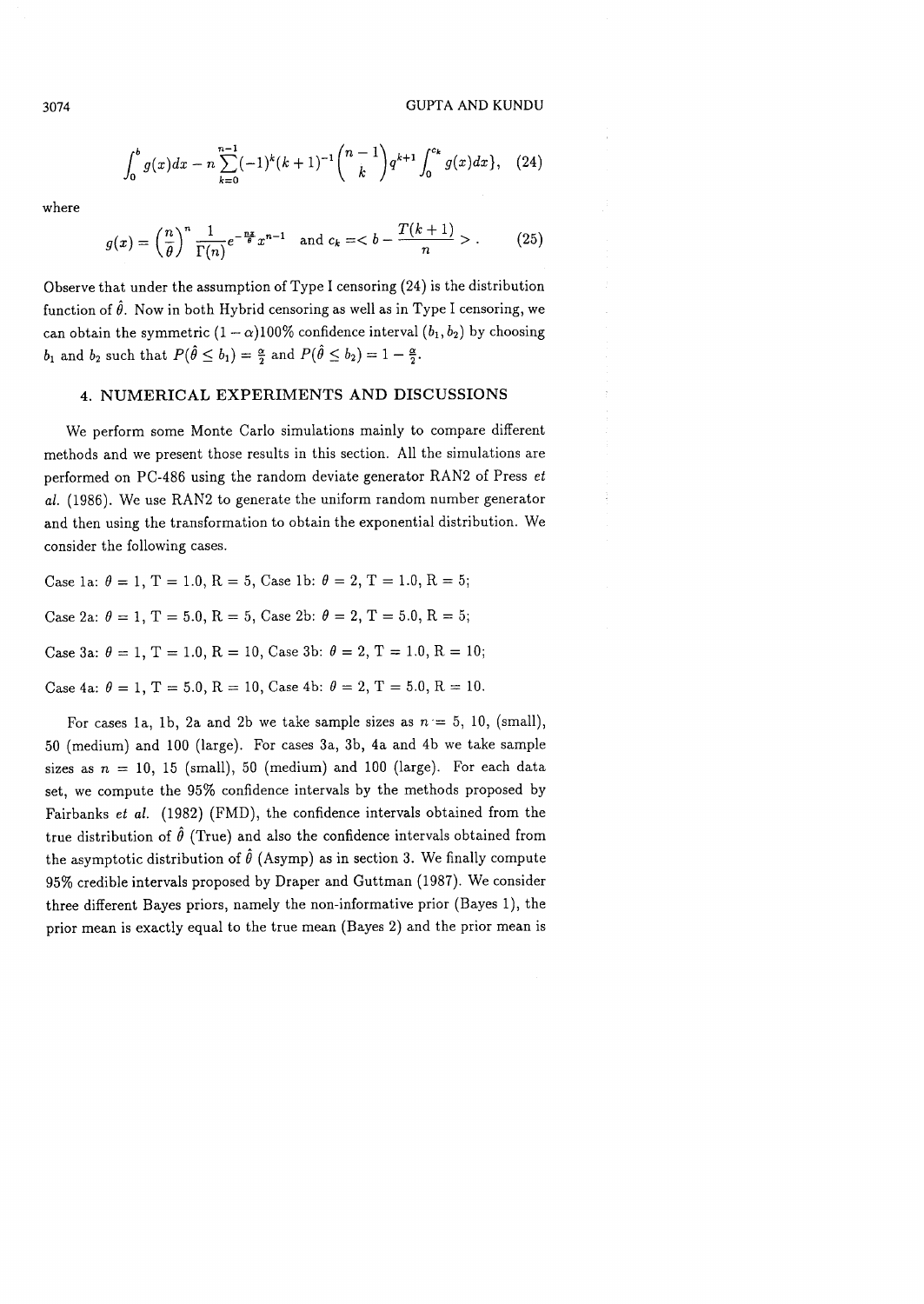$$\int_0^b g(x)dx - n\sum_{k=0}^{n-1}(-1)^k(k+1)^{-1}\binom{n-1}{k}q^{k+1}\int_0^{c_k} g(x)dx\}, \quad (24)$$

where

$$g(x) = \left(\frac{n}{\theta}\right)^n \frac{1}{\Gamma(n)} e^{-\frac{nx}{\theta}} x^{n-1} \quad \text{and } c_k = < b - \frac{T(k+1)}{n} > . \quad (25)$$

Observe that under the assumption of Type I censoring (24) is the distribution function of $\hat{\theta}$. Now in both Hybrid censoring as well as in Type I censoring, we can obtain the symmetric $(1-\alpha)100\%$ confidence interval $(b_1, b_2)$ by choosing $b_1$ and $b_2$ such that $P(\hat{\theta} \leq b_1) = \frac{\alpha}{2}$ and $P(\hat{\theta} \leq b_2) = 1 - \frac{\alpha}{2}$.

## 4. NUMERICAL EXPERIMENTS AND DISCUSSIONS

We perform some Monte Carlo simulations mainly to compare different methods and we present those results in this section. All the simulations are performed on PC-486 using the random deviate generator RAN2 of Press *et al.* (1986). We use RAN2 to generate the uniform random number generator and then using the transformation to obtain the exponential distribution. We consider the following cases.

Case 1a: $\theta = 1$, T = 1.0, R = 5, Case 1b: $\theta = 2$, T = 1.0, R = 5;

Case 2a: $\theta = 1$, T = 5.0, R = 5, Case 2b: $\theta = 2$, T = 5.0, R = 5;

Case 3a: $\theta = 1$, T = 1.0, R = 10, Case 3b: $\theta = 2$, T = 1.0, R = 10;

Case 4a: $\theta = 1$, T = 5.0, R = 10, Case 4b: $\theta = 2$, T = 5.0, R = 10.

For cases 1a, 1b, 2a and 2b we take sample sizes as $n = 5$, 10, (small), 50 (medium) and 100 (large). For cases 3a, 3b, 4a and 4b we take sample sizes as $n = 10$, 15 (small), 50 (medium) and 100 (large). For each data set, we compute the 95% confidence intervals by the methods proposed by Fairbanks *et al.* (1982) (FMD), the confidence intervals obtained from the true distribution of $\hat{\theta}$ (True) and also the confidence intervals obtained from the asymptotic distribution of $\hat{\theta}$ (Asymp) as in section 3. We finally compute 95% credible intervals proposed by Draper and Guttman (1987). We consider three different Bayes priors, namely the non-informative prior (Bayes 1), the prior mean is exactly equal to the true mean (Bayes 2) and the prior mean is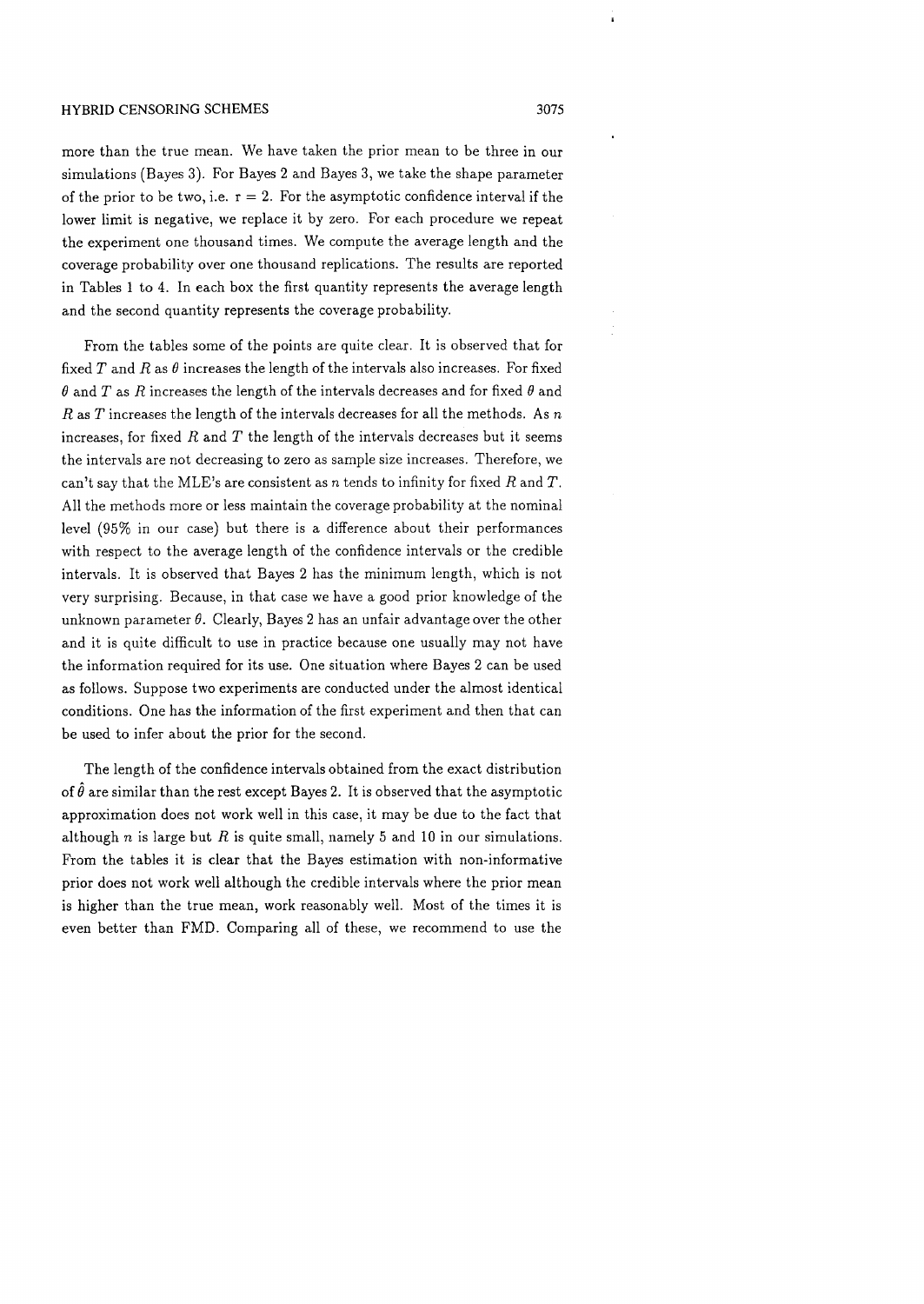more than the true mean. We have taken the prior mean to be three in our simulations (Bayes 3). For Bayes 2 and Bayes 3, we take the shape parameter of the prior to be two, i.e. $r = 2$. For the asymptotic confidence interval if the lower limit is negative, we replace it by zero. For each procedure we repeat the experiment one thousand times. We compute the average length and the coverage probability over one thousand replications. The results are reported in Tables 1 to 4. In each box the first quantity represents the average length and the second quantity represents the coverage probability.

From the tables some of the points are quite clear. It is observed that for fixed $T$ and $R$ as $\theta$ increases the length of the intervals also increases. For fixed $\theta$ and $T$ as $R$ increases the length of the intervals decreases and for fixed $\theta$ and $R$ as $T$ increases the length of the intervals decreases for all the methods. As $n$ increases, for fixed $R$ and $T$ the length of the intervals decreases but it seems the intervals are not decreasing to zero as sample size increases. Therefore, we can't say that the MLE's are consistent as $n$ tends to infinity for fixed $R$ and $T$. All the methods more or less maintain the coverage probability at the nominal level (95% in our case) but there is a difference about their performances with respect to the average length of the confidence intervals or the credible intervals. It is observed that Bayes 2 has the minimum length, which is not very surprising. Because, in that case we have a good prior knowledge of the unknown parameter $\theta$. Clearly, Bayes 2 has an unfair advantage over the other and it is quite difficult to use in practice because one usually may not have the information required for its use. One situation where Bayes 2 can be used as follows. Suppose two experiments are conducted under the almost identical conditions. One has the information of the first experiment and then that can be used to infer about the prior for the second.

The length of the confidence intervals obtained from the exact distribution of $\hat{\theta}$ are similar than the rest except Bayes 2. It is observed that the asymptotic approximation does not work well in this case, it may be due to the fact that although $n$ is large but $R$ is quite small, namely 5 and 10 in our simulations. From the tables it is clear that the Bayes estimation with non-informative prior does not work well although the credible intervals where the prior mean is higher than the true mean, work reasonably well. Most of the times it is even better than FMD. Comparing all of these, we recommend to use the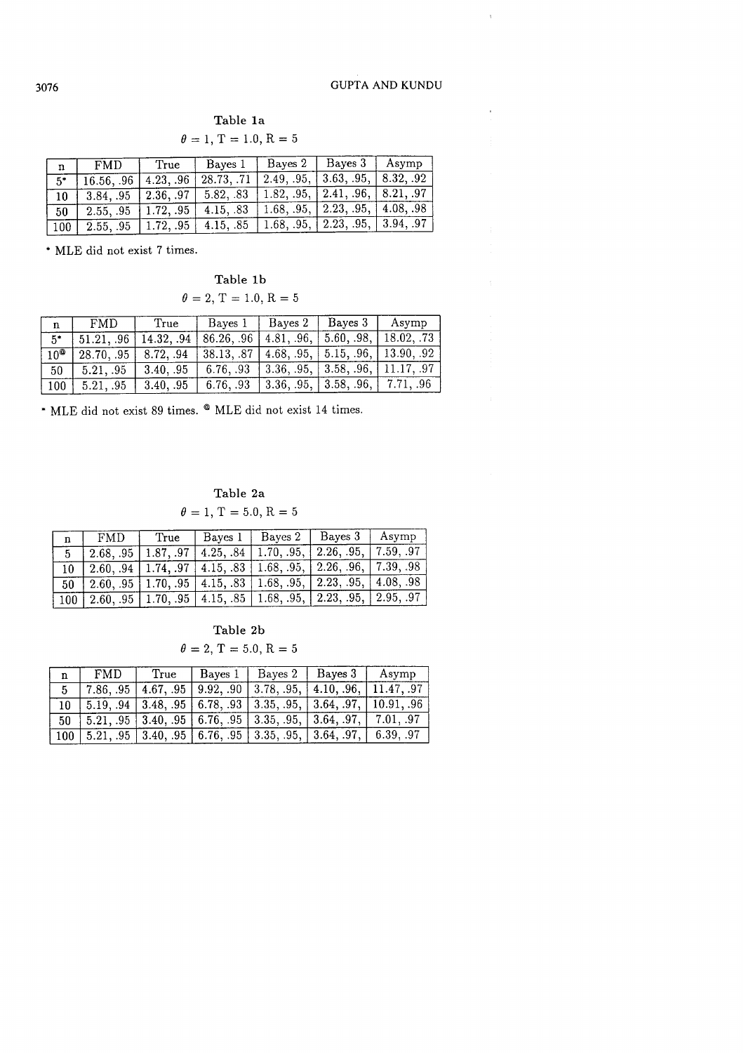Table 1a

$\theta = 1$, T = 1.0, R = 5

| n | FMD | True | Bayes 1 | Bayes 2 | Bayes 3 | Asymp |
|---|---|---|---|---|---|---|
| 5* | 16.56, .96 | 4.23, .96 | 28.73, .71 | 2.49, .95, | 3.63, .95, | 8.32, .92 |
| 10 | 3.84, .95 | 2.36, .97 | 5.82, .83 | 1.82, .95, | 2.41, .96, | 8.21, .97 |
| 50 | 2.55, .95 | 1.72, .95 | 4.15, .83 | 1.68, .95, | 2.23, .95, | 4.08, .98 |
| 100 | 2.55, .95 | 1.72, .95 | 4.15, .85 | 1.68, .95, | 2.23, .95, | 3.94, .97 |

* MLE did not exist 7 times.

Table 1b

$\theta = 2$, T = 1.0, R = 5

| n | FMD | True | Bayes 1 | Bayes 2 | Bayes 3 | Asymp |
|---|---|---|---|---|---|---|
| 5* | 51.21, .96 | 14.32, .94 | 86.26, .96 | 4.81, .96, | 5.60, .98, | 18.02, .73 |
| 10@ | 28.70, .95 | 8.72, .94 | 38.13, .87 | 4.68, .95, | 5.15, .96, | 13.90, .92 |
| 50 | 5.21, .95 | 3.40, .95 | 6.76, .93 | 3.36, .95, | 3.58, .96, | 11.17, .97 |
| 100 | 5.21, .95 | 3.40, .95 | 6.76, .93 | 3.36, .95, | 3.58, .96, | 7.71, .96 |

* MLE did not exist 89 times. @ MLE did not exist 14 times.

Table 2a

$\theta = 1$, T = 5.0, R = 5

| n | FMD | True | Bayes 1 | Bayes 2 | Bayes 3 | Asymp |
|---|---|---|---|---|---|---|
| 5 | 2.68, .95 | 1.87, .97 | 4.25, .84 | 1.70, .95, | 2.26, .95, | 7.59, .97 |
| 10 | 2.60, .94 | 1.74, .97 | 4.15, .83 | 1.68, .95, | 2.26, .96, | 7.39, .98 |
| 50 | 2.60, .95 | 1.70, .95 | 4.15, .83 | 1.68, .95, | 2.23, .95, | 4.08, .98 |
| 100 | 2.60, .95 | 1.70, .95 | 4.15, .85 | 1.68, .95, | 2.23, .95, | 2.95, .97 |

Table 2b

$\theta = 2$, T = 5.0, R = 5

| n | FMD | True | Bayes 1 | Bayes 2 | Bayes 3 | Asymp |
|---|---|---|---|---|---|---|
| 5 | 7.86, .95 | 4.67, .95 | 9.92, .90 | 3.78, .95, | 4.10, .96, | 11.47, .97 |
| 10 | 5.19, .94 | 3.48, .95 | 6.78, .93 | 3.35, .95, | 3.64, .97, | 10.91, .96 |
| 50 | 5.21, .95 | 3.40, .95 | 6.76, .95 | 3.35, .95, | 3.64, .97, | 7.01, .97 |
| 100 | 5.21, .95 | 3.40, .95 | 6.76, .95 | 3.35, .95, | 3.64, .97, | 6.39, .97 |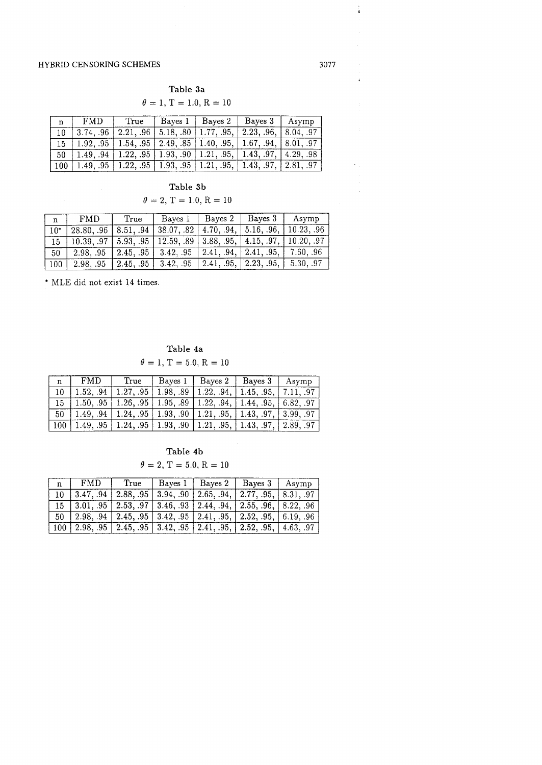**Table 3a**

$\theta = 1$, T = 1.0, R = 10

| n | FMD | True | Bayes 1 | Bayes 2 | Bayes 3 | Asymp |
|---|---|---|---|---|---|---|
| 10 | 3.74, .96 | 2.21, .96 | 5.18, .80 | 1.77, .95, | 2.23, .96, | 8.04, .97 |
| 15 | 1.92, .95 | 1.54, .95 | 2.49, .85 | 1.40, .95, | 1.67, .94, | 8.01, .97 |
| 50 | 1.49, .94 | 1.22, .95 | 1.93, .90 | 1.21, .95, | 1.43, .97, | 4.29, .98 |
| 100 | 1.49, .95 | 1.22, .95 | 1.93, .95 | 1.21, .95, | 1.43, .97, | 2.81, .97 |

**Table 3b**

$\theta = 2$, T = 1.0, R = 10

| n | FMD | True | Bayes 1 | Bayes 2 | Bayes 3 | Asymp |
|---|---|---|---|---|---|---|
| 10* | 28.80, .96 | 8.51, .94 | 38.07, .82 | 4.70, .94, | 5.16, .96, | 10.23, .96 |
| 15 | 10.39, .97 | 5.93, .95 | 12.59, .89 | 3.88, .95, | 4.15, .97, | 10.20, .97 |
| 50 | 2.98, .95 | 2.45, .95 | 3.42, .95 | 2.41, .94, | 2.41, .95, | 7.60, .96 |
| 100 | 2.98, .95 | 2.45, .95 | 3.42, .95 | 2.41, .95, | 2.23, .95, | 5.30, .97 |

\* MLE did not exist 14 times.

**Table 4a**

$\theta = 1$, T = 5.0, R = 10

| n | FMD | True | Bayes 1 | Bayes 2 | Bayes 3 | Asymp |
|---|---|---|---|---|---|---|
| 10 | 1.52, .94 | 1.27, .95 | 1.98, .89 | 1.22, .94, | 1.45, .95, | 7.11, .97 |
| 15 | 1.50, .95 | 1.26, .95 | 1.95, .89 | 1.22, .94, | 1.44, .95, | 6.82, .97 |
| 50 | 1.49, .94 | 1.24, .95 | 1.93, .90 | 1.21, .95, | 1.43, .97, | 3.99, .97 |
| 100 | 1.49, .95 | 1.24, .95 | 1.93, .90 | 1.21, .95, | 1.43, .97, | 2.89, .97 |

**Table 4b**

$\theta = 2$, T = 5.0, R = 10

| n | FMD | True | Bayes 1 | Bayes 2 | Bayes 3 | Asymp |
|---|---|---|---|---|---|---|
| 10 | 3.47, .94 | 2.88, .95 | 3.94, .90 | 2.65, .94, | 2.77, .95, | 8.31, .97 |
| 15 | 3.01, .95 | 2.53, .97 | 3.46, .93 | 2.44, .94, | 2.55, .96, | 8.22, .96 |
| 50 | 2.98, .94 | 2.45, .95 | 3.42, .95 | 2.41, .95, | 2.52, .95, | 6.19, .96 |
| 100 | 2.98, .95 | 2.45, .95 | 3.42, .95 | 2.41, .95, | 2.52, .95, | 4.63, .97 |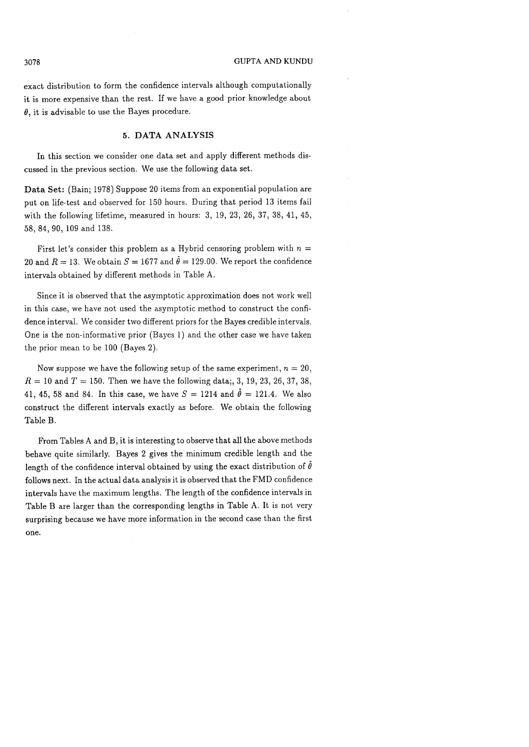exact distribution to form the confidence intervals although computationally it is more expensive than the rest. If we have a good prior knowledge about $\theta$, it is advisable to use the Bayes procedure.

## 5. DATA ANALYSIS

In this section we consider one data set and apply different methods discussed in the previous section. We use the following data set.

**Data Set:** (Bain; 1978) Suppose 20 items from an exponential population are put on life-test and observed for 150 hours. During that period 13 items fail with the following lifetime, measured in hours: 3, 19, 23, 26, 37, 38, 41, 45, 58, 84, 90, 109 and 138.

First let's consider this problem as a Hybrid censoring problem with $n = 20$ and $R = 13$. We obtain $S = 1677$ and $\hat{\theta} = 129.00$. We report the confidence intervals obtained by different methods in Table A.

Since it is observed that the asymptotic approximation does not work well in this case, we have not used the asymptotic method to construct the confidence interval. We consider two different priors for the Bayes credible intervals. One is the non-informative prior (Bayes 1) and the other case we have taken the prior mean to be 100 (Bayes 2).

Now suppose we have the following setup of the same experiment, $n = 20$, $R = 10$ and $T = 150$. Then we have the following data;, 3, 19, 23, 26, 37, 38, 41, 45, 58 and 84. In this case, we have $S = 1214$ and $\hat{\theta} = 121.4$. We also construct the different intervals exactly as before. We obtain the following Table B.

From Tables A and B, it is interesting to observe that all the above methods behave quite similarly. Bayes 2 gives the minimum credible length and the length of the confidence interval obtained by using the exact distribution of $\hat{\theta}$ follows next. In the actual data analysis it is observed that the FMD confidence intervals have the maximum lengths. The length of the confidence intervals in Table B are larger than the corresponding lengths in Table A. It is not very surprising because we have more information in the second case than the first one.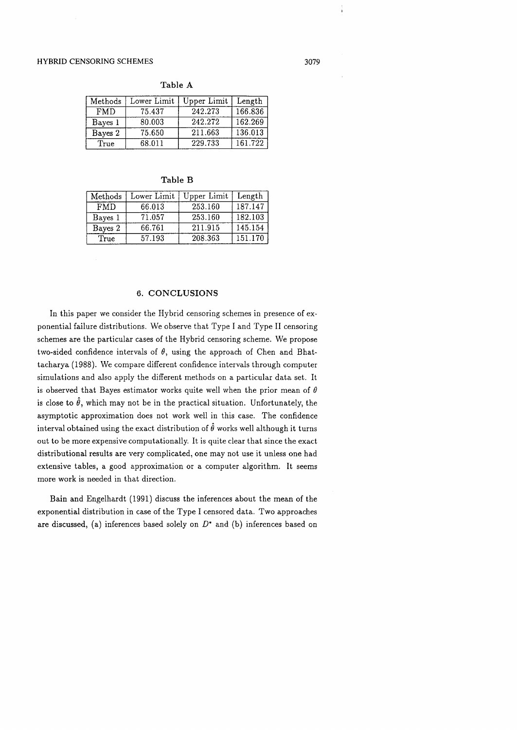Table A

| Methods | Lower Limit | Upper Limit | Length |
|---|---|---|---|
| FMD | 75.437 | 242.273 | 166.836 |
| Bayes 1 | 80.003 | 242.272 | 162.269 |
| Bayes 2 | 75.650 | 211.663 | 136.013 |
| True | 68.011 | 229.733 | 161.722 |

Table B

| Methods | Lower Limit | Upper Limit | Length |
|---|---|---|---|
| FMD | 66.013 | 253.160 | 187.147 |
| Bayes 1 | 71.057 | 253.160 | 182.103 |
| Bayes 2 | 66.761 | 211.915 | 145.154 |
| True | 57.193 | 208.363 | 151.170 |

## 6. CONCLUSIONS

In this paper we consider the Hybrid censoring schemes in presence of exponential failure distributions. We observe that Type I and Type II censoring schemes are the particular cases of the Hybrid censoring scheme. We propose two-sided confidence intervals of $\theta$, using the approach of Chen and Bhattacharya (1988). We compare different confidence intervals through computer simulations and also apply the different methods on a particular data set. It is observed that Bayes estimator works quite well when the prior mean of $\theta$ is close to $\hat{\theta}$, which may not be in the practical situation. Unfortunately, the asymptotic approximation does not work well in this case. The confidence interval obtained using the exact distribution of $\hat{\theta}$ works well although it turns out to be more expensive computationally. It is quite clear that since the exact distributional results are very complicated, one may not use it unless one had extensive tables, a good approximation or a computer algorithm. It seems more work is needed in that direction.

Bain and Engelhardt (1991) discuss the inferences about the mean of the exponential distribution in case of the Type I censored data. Two approaches are discussed, (a) inferences based solely on $D^*$ and (b) inferences based on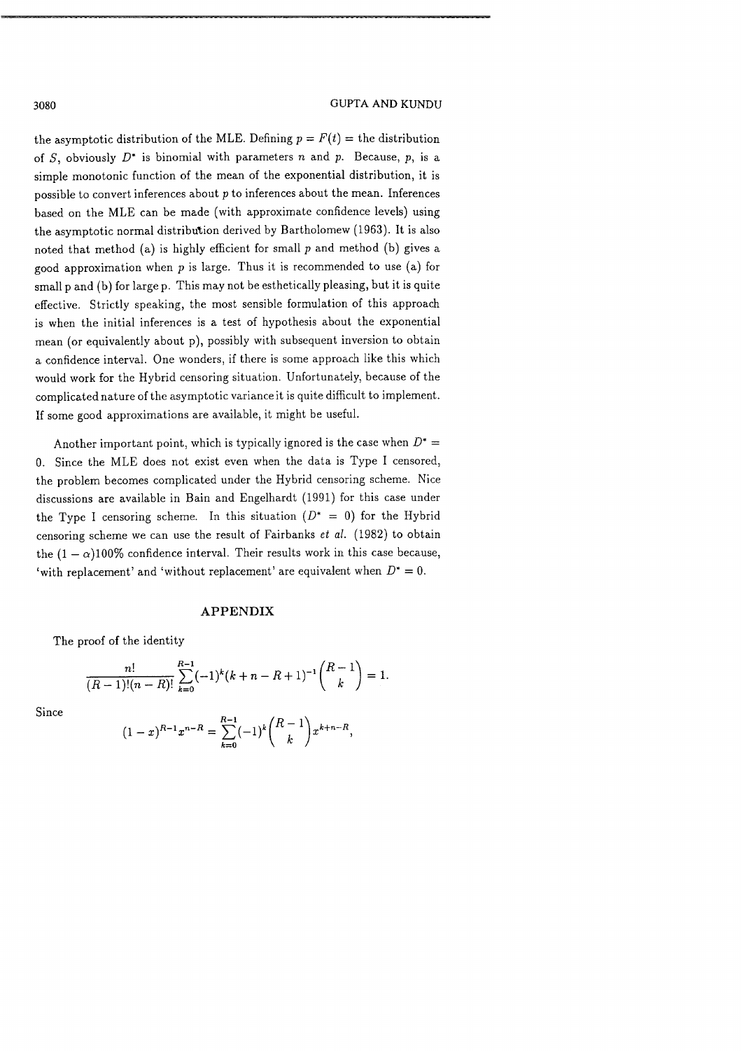the asymptotic distribution of the MLE. Defining $p = F(t) =$ the distribution of $S$, obviously $D^*$ is binomial with parameters $n$ and $p$. Because, $p$, is a simple monotonic function of the mean of the exponential distribution, it is possible to convert inferences about $p$ to inferences about the mean. Inferences based on the MLE can be made (with approximate confidence levels) using the asymptotic normal distribution derived by Bartholomew (1963). It is also noted that method (a) is highly efficient for small $p$ and method (b) gives a good approximation when $p$ is large. Thus it is recommended to use (a) for small p and (b) for large p. This may not be esthetically pleasing, but it is quite effective. Strictly speaking, the most sensible formulation of this approach is when the initial inferences is a test of hypothesis about the exponential mean (or equivalently about p), possibly with subsequent inversion to obtain a confidence interval. One wonders, if there is some approach like this which would work for the Hybrid censoring situation. Unfortunately, because of the complicated nature of the asymptotic variance it is quite difficult to implement. If some good approximations are available, it might be useful.

Another important point, which is typically ignored is the case when $D^* = 0$. Since the MLE does not exist even when the data is Type I censored, the problem becomes complicated under the Hybrid censoring scheme. Nice discussions are available in Bain and Engelhardt (1991) for this case under the Type I censoring scheme. In this situation ($D^* = 0$) for the Hybrid censoring scheme we can use the result of Fairbanks *et al.* (1982) to obtain the $(1-\alpha)100\%$ confidence interval. Their results work in this case because, 'with replacement' and 'without replacement' are equivalent when $D^* = 0$.

## APPENDIX

The proof of the identity

$$\frac{n!}{(R-1)!(n-R)!}\sum_{k=0}^{R-1}(-1)^k(k+n-R+1)^{-1}\binom{R-1}{k} = 1.$$

Since

$$(1-x)^{R-1}x^{n-R} = \sum_{k=0}^{R-1}(-1)^k\binom{R-1}{k}x^{k+n-R},$$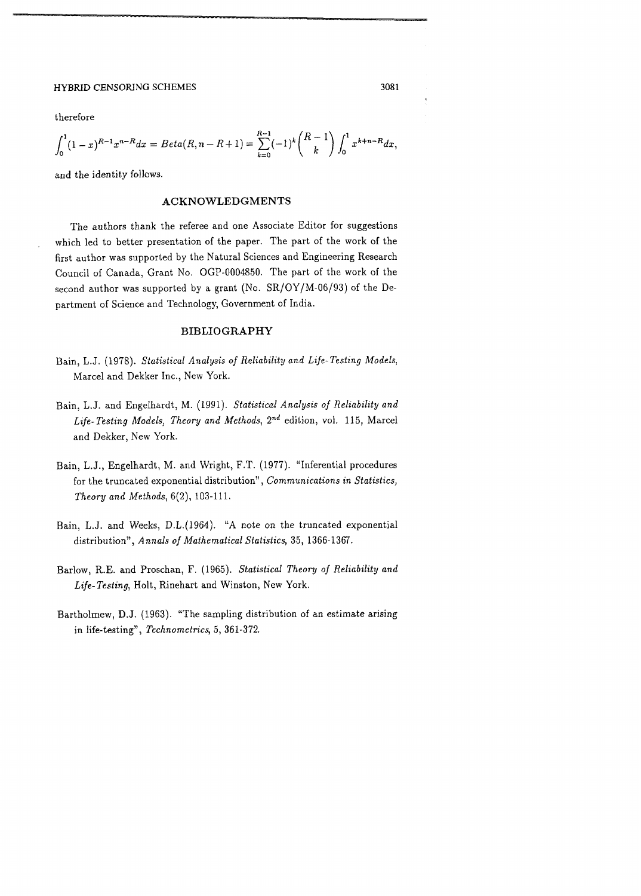therefore

$$\int_0^1 (1-x)^{R-1} x^{n-R} dx = Beta(R, n-R+1) = \sum_{k=0}^{R-1} (-1)^k \binom{R-1}{k} \int_0^1 x^{k+n-R} dx,$$

and the identity follows.

## ACKNOWLEDGMENTS

The authors thank the referee and one Associate Editor for suggestions which led to better presentation of the paper. The part of the work of the first author was supported by the Natural Sciences and Engineering Research Council of Canada, Grant No. OGP-0004850. The part of the work of the second author was supported by a grant (No. SR/OY/M-06/93) of the Department of Science and Technology, Government of India.

## BIBLIOGRAPHY

Bain, L.J. (1978). *Statistical Analysis of Reliability and Life-Testing Models*, Marcel and Dekker Inc., New York.

Bain, L.J. and Engelhardt, M. (1991). *Statistical Analysis of Reliability and Life-Testing Models, Theory and Methods*, $2^{nd}$ edition, vol. 115, Marcel and Dekker, New York.

Bain, L.J., Engelhardt, M. and Wright, F.T. (1977). "Inferential procedures for the truncated exponential distribution", *Communications in Statistics, Theory and Methods*, 6(2), 103-111.

Bain, L.J. and Weeks, D.L.(1964). "A note on the truncated exponential distribution", *Annals of Mathematical Statistics*, 35, 1366-1367.

Barlow, R.E. and Proschan, F. (1965). *Statistical Theory of Reliability and Life-Testing*, Holt, Rinehart and Winston, New York.

Bartholmew, D.J. (1963). "The sampling distribution of an estimate arising in life-testing", *Technometrics*, 5, 361-372.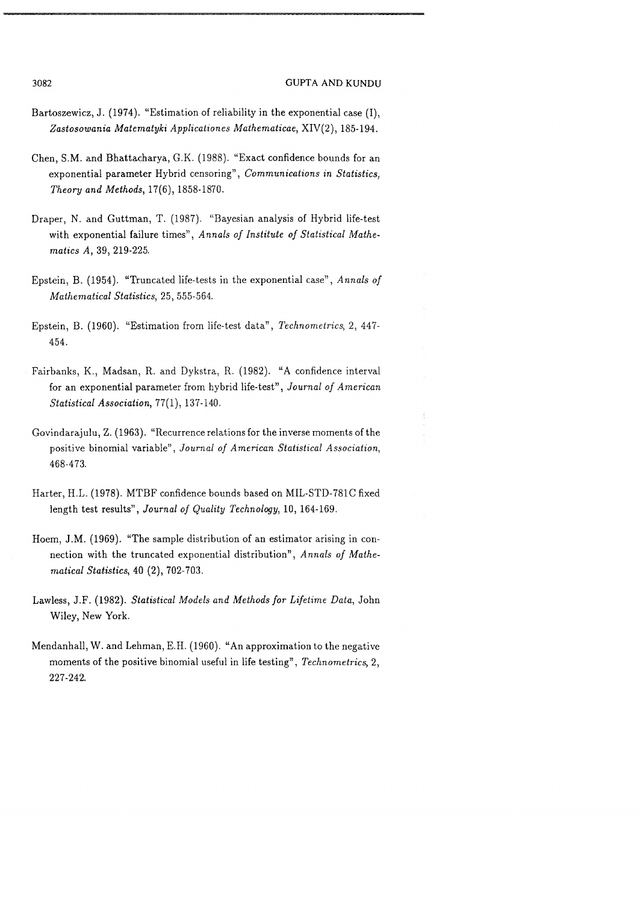Bartoszewicz, J. (1974). "Estimation of reliability in the exponential case (I), *Zastosowania Matematyki Applicationes Mathematicae*, XIV(2), 185-194.

Chen, S.M. and Bhattacharya, G.K. (1988). "Exact confidence bounds for an exponential parameter Hybrid censoring", *Communications in Statistics, Theory and Methods*, 17(6), 1858-1870.

Draper, N. and Guttman, T. (1987). "Bayesian analysis of Hybrid life-test with exponential failure times", *Annals of Institute of Statistical Mathematics A*, 39, 219-225.

Epstein, B. (1954). "Truncated life-tests in the exponential case", *Annals of Mathematical Statistics*, 25, 555-564.

Epstein, B. (1960). "Estimation from life-test data", *Technometrics*, 2, 447-454.

Fairbanks, K., Madsan, R. and Dykstra, R. (1982). "A confidence interval for an exponential parameter from hybrid life-test", *Journal of American Statistical Association*, 77(1), 137-140.

Govindarajulu, Z. (1963). "Recurrence relations for the inverse moments of the positive binomial variable", *Journal of American Statistical Association*, 468-473.

Harter, H.L. (1978). MTBF confidence bounds based on MIL-STD-781C fixed length test results", *Journal of Quality Technology*, 10, 164-169.

Hoem, J.M. (1969). "The sample distribution of an estimator arising in connection with the truncated exponential distribution", *Annals of Mathematical Statistics*, 40 (2), 702-703.

Lawless, J.F. (1982). *Statistical Models and Methods for Lifetime Data*, John Wiley, New York.

Mendanhall, W. and Lehman, E.H. (1960). "An approximation to the negative moments of the positive binomial useful in life testing", *Technometrics*, 2, 227-242.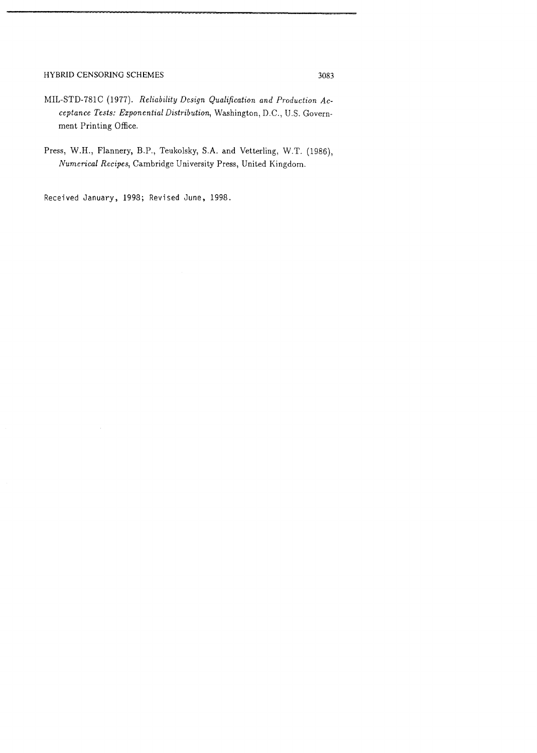MIL-STD-781C (1977). *Reliability Design Qualification and Production Acceptance Tests: Exponential Distribution*, Washington, D.C., U.S. Government Printing Office.

Press, W.H., Flannery, B.P., Teukolsky, S.A. and Vetterling, W.T. (1986), *Numerical Recipes*, Cambridge University Press, United Kingdom.

Received January, 1998; Revised June, 1998.